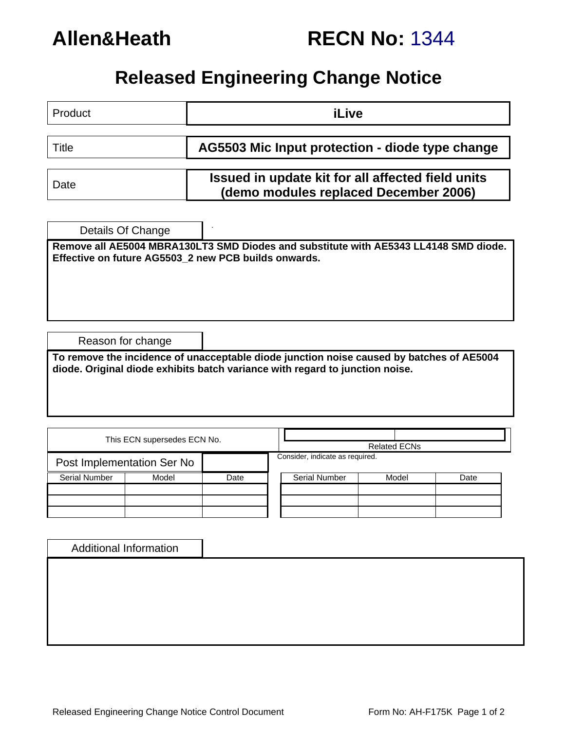# Allen&Heath — RECN No: 1344

## Released Engineering Change Notice

| | |
|---|---|
| Product | **iLive** |
| Title | **AG5503 Mic Input protection - diode type change** |
| Date | **Issued in update kit for all affected field units (demo modules replaced December 2006)** |

### Details Of Change

**Remove all AE5004 MBRA130LT3 SMD Diodes and substitute with AE5343 LL4148 SMD diode. Effective on future AG5503_2 new PCB builds onwards.**

### Reason for change

**To remove the incidence of unacceptable diode junction noise caused by batches of AE5004 diode. Original diode exhibits batch variance with regard to junction noise.**

This ECN supersedes ECN No.

Related ECNs

Consider, indicate as required.

Post Implementation Ser No

| Serial Number | Model | Date |
|---|---|---|
| | | |
| | | |
| | | |

| Serial Number | Model | Date |
|---|---|---|
| | | |
| | | |
| | | |

### Additional Information

Released Engineering Change Notice Control Document — Form No: AH-F175K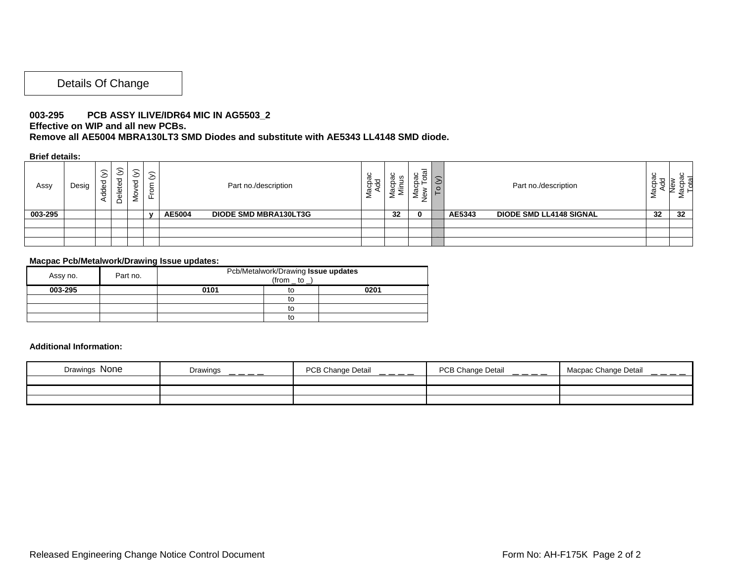## Details Of Change

**003-295 PCB ASSY ILIVE/IDR64 MIC IN AG5503_2**
**Effective on WIP and all new PCBs.**
**Remove all AE5004 MBRA130LT3 SMD Diodes and substitute with AE5343 LL4148 SMD diode.**

**Brief details:**

| Assy | Desig | Added (y) | Deleted (y) | Moved (y) | From (y) | Part no./description | Macpac Add | Macpac Minus | Macpac New Total | To (y) | Part no./description | Macpac Add | New Macpac Total |
|---|---|---|---|---|---|---|---|---|---|---|---|---|---|
| **003-295** | | | | | **y** | **AE5004 DIODE SMD MBRA130LT3G** | | **32** | **0** | | **AE5343 DIODE SMD LL4148 SIGNAL** | **32** | **32** |
| | | | | | | | | | | | | | |
| | | | | | | | | | | | | | |
| | | | | | | | | | | | | | |

**Macpac Pcb/Metalwork/Drawing Issue updates:**

| Assy no. | Part no. | Pcb/Metalwork/Drawing **Issue updates** (from _ to _) | | |
|---|---|---|---|---|
| **003-295** | | **0101** | to | **0201** |
| | | | to | |
| | | | to | |
| | | | to | |

**Additional Information:**

| Drawings None | Drawings _ _ _ _ | PCB Change Detail _ _ _ _ | PCB Change Detail _ _ _ _ | Macpac Change Detail _ _ _ _ |
|---|---|---|---|---|
| | | | | |
| | | | | |
| | | | | |

Released Engineering Change Notice Control Document Form No: AH-F175K